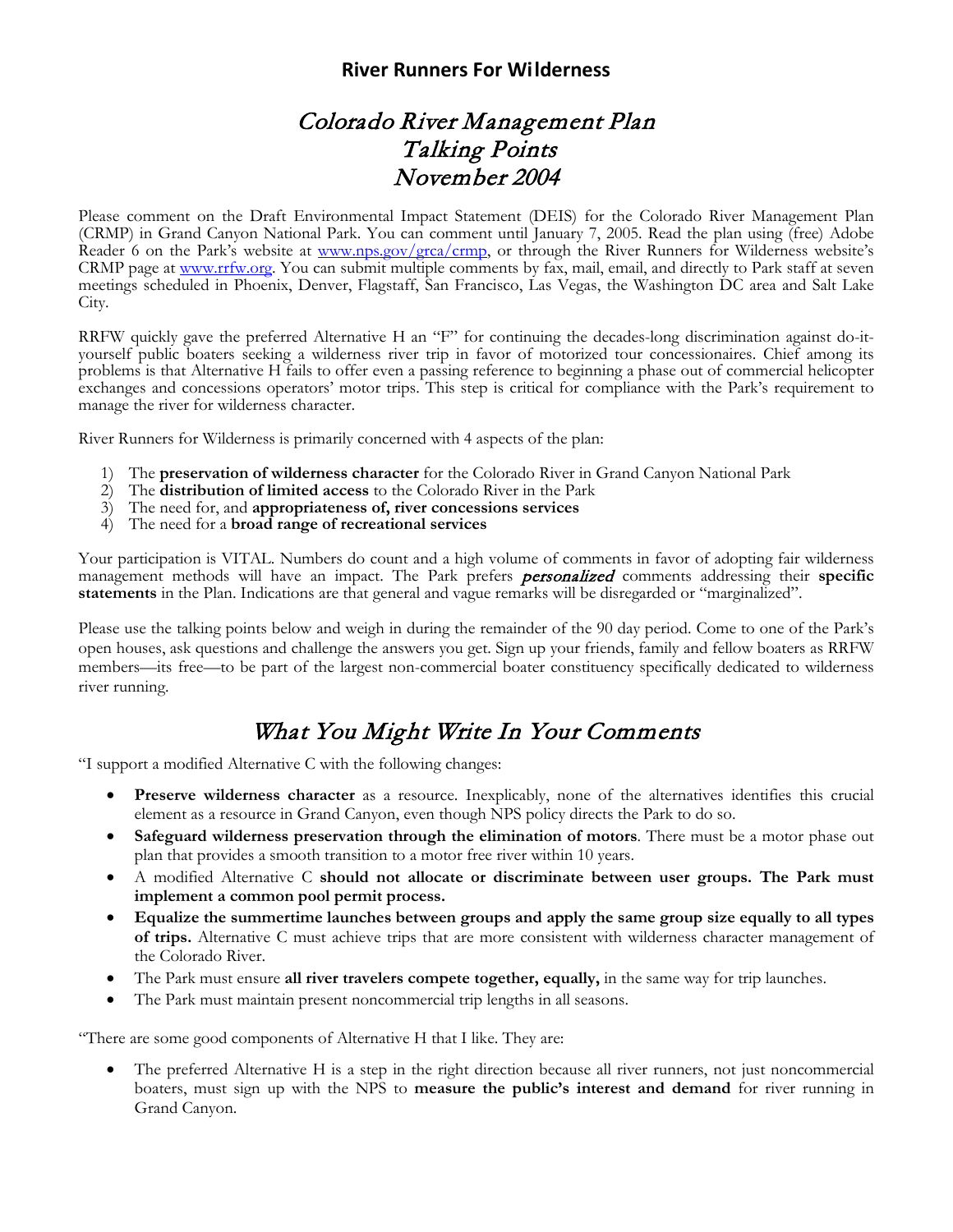## River Runners For Wilderness

# *Colorado River Management Plan*
# *Talking Points*
# *November 2004*

Please comment on the Draft Environmental Impact Statement (DEIS) for the Colorado River Management Plan (CRMP) in Grand Canyon National Park. You can comment until January 7, 2005. Read the plan using (free) Adobe Reader 6 on the Park's website at www.nps.gov/grca/crmp, or through the River Runners for Wilderness website's CRMP page at www.rrfw.org. You can submit multiple comments by fax, mail, email, and directly to Park staff at seven meetings scheduled in Phoenix, Denver, Flagstaff, San Francisco, Las Vegas, the Washington DC area and Salt Lake City.

RRFW quickly gave the preferred Alternative H an "F" for continuing the decades-long discrimination against do-it-yourself public boaters seeking a wilderness river trip in favor of motorized tour concessionaires. Chief among its problems is that Alternative H fails to offer even a passing reference to beginning a phase out of commercial helicopter exchanges and concessions operators' motor trips. This step is critical for compliance with the Park's requirement to manage the river for wilderness character.

River Runners for Wilderness is primarily concerned with 4 aspects of the plan:

1) The **preservation of wilderness character** for the Colorado River in Grand Canyon National Park
2) The **distribution of limited access** to the Colorado River in the Park
3) The need for, and **appropriateness of, river concessions services**
4) The need for a **broad range of recreational services**

Your participation is VITAL. Numbers do count and a high volume of comments in favor of adopting fair wilderness management methods will have an impact. The Park prefers ***personalized*** comments addressing their **specific statements** in the Plan. Indications are that general and vague remarks will be disregarded or "marginalized".

Please use the talking points below and weigh in during the remainder of the 90 day period. Come to one of the Park's open houses, ask questions and challenge the answers you get. Sign up your friends, family and fellow boaters as RRFW members—its free—to be part of the largest non-commercial boater constituency specifically dedicated to wilderness river running.

## *What You Might Write In Your Comments*

"I support a modified Alternative C with the following changes:

- **Preserve wilderness character** as a resource. Inexplicably, none of the alternatives identifies this crucial element as a resource in Grand Canyon, even though NPS policy directs the Park to do so.
- **Safeguard wilderness preservation through the elimination of motors**. There must be a motor phase out plan that provides a smooth transition to a motor free river within 10 years.
- A modified Alternative C **should not allocate or discriminate between user groups. The Park must implement a common pool permit process.**
- **Equalize the summertime launches between groups and apply the same group size equally to all types of trips.** Alternative C must achieve trips that are more consistent with wilderness character management of the Colorado River.
- The Park must ensure **all river travelers compete together, equally,** in the same way for trip launches.
- The Park must maintain present noncommercial trip lengths in all seasons.

"There are some good components of Alternative H that I like. They are:

- The preferred Alternative H is a step in the right direction because all river runners, not just noncommercial boaters, must sign up with the NPS to **measure the public's interest and demand** for river running in Grand Canyon.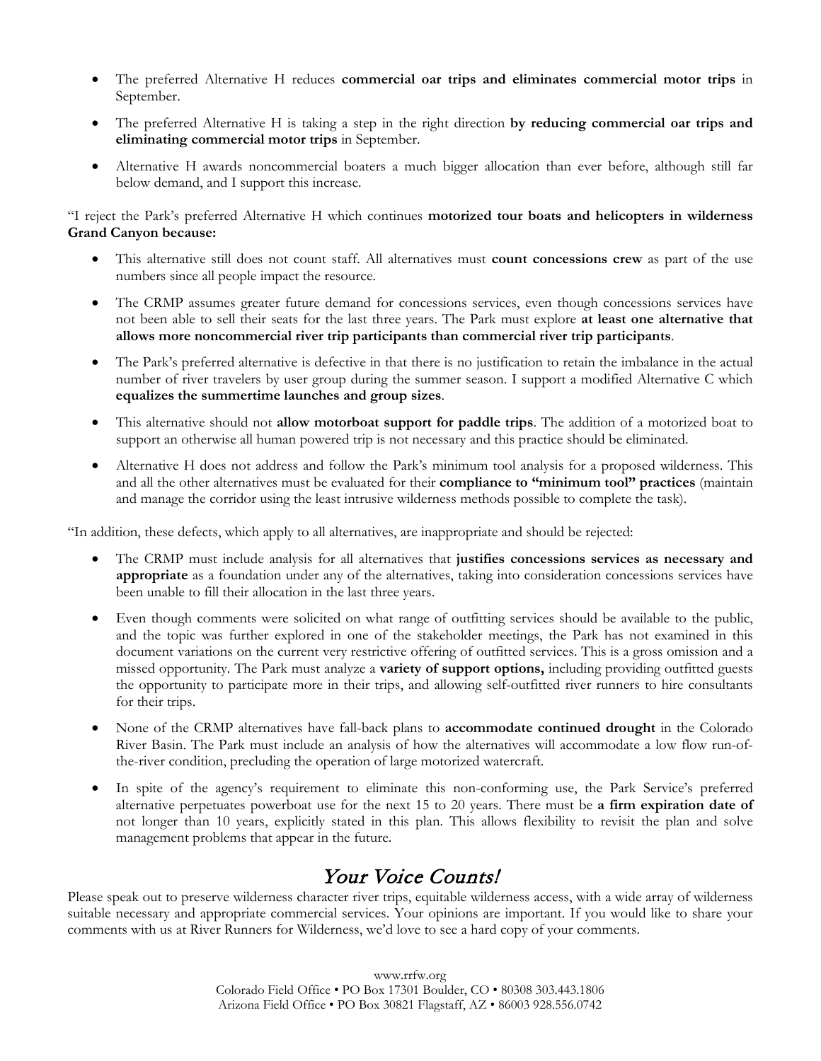- The preferred Alternative H reduces **commercial oar trips and eliminates commercial motor trips** in September.
- The preferred Alternative H is taking a step in the right direction **by reducing commercial oar trips and eliminating commercial motor trips** in September.
- Alternative H awards noncommercial boaters a much bigger allocation than ever before, although still far below demand, and I support this increase.

"I reject the Park's preferred Alternative H which continues **motorized tour boats and helicopters in wilderness Grand Canyon because:**

- This alternative still does not count staff. All alternatives must **count concessions crew** as part of the use numbers since all people impact the resource.
- The CRMP assumes greater future demand for concessions services, even though concessions services have not been able to sell their seats for the last three years. The Park must explore **at least one alternative that allows more noncommercial river trip participants than commercial river trip participants**.
- The Park's preferred alternative is defective in that there is no justification to retain the imbalance in the actual number of river travelers by user group during the summer season. I support a modified Alternative C which **equalizes the summertime launches and group sizes**.
- This alternative should not **allow motorboat support for paddle trips**. The addition of a motorized boat to support an otherwise all human powered trip is not necessary and this practice should be eliminated.
- Alternative H does not address and follow the Park's minimum tool analysis for a proposed wilderness. This and all the other alternatives must be evaluated for their **compliance to "minimum tool" practices** (maintain and manage the corridor using the least intrusive wilderness methods possible to complete the task).

"In addition, these defects, which apply to all alternatives, are inappropriate and should be rejected:

- The CRMP must include analysis for all alternatives that **justifies concessions services as necessary and appropriate** as a foundation under any of the alternatives, taking into consideration concessions services have been unable to fill their allocation in the last three years.
- Even though comments were solicited on what range of outfitting services should be available to the public, and the topic was further explored in one of the stakeholder meetings, the Park has not examined in this document variations on the current very restrictive offering of outfitted services. This is a gross omission and a missed opportunity. The Park must analyze a **variety of support options,** including providing outfitted guests the opportunity to participate more in their trips, and allowing self-outfitted river runners to hire consultants for their trips.
- None of the CRMP alternatives have fall-back plans to **accommodate continued drought** in the Colorado River Basin. The Park must include an analysis of how the alternatives will accommodate a low flow run-of-the-river condition, precluding the operation of large motorized watercraft.
- In spite of the agency's requirement to eliminate this non-conforming use, the Park Service's preferred alternative perpetuates powerboat use for the next 15 to 20 years. There must be **a firm expiration date of** not longer than 10 years, explicitly stated in this plan. This allows flexibility to revisit the plan and solve management problems that appear in the future.

## *Your Voice Counts!*

Please speak out to preserve wilderness character river trips, equitable wilderness access, with a wide array of wilderness suitable necessary and appropriate commercial services. Your opinions are important. If you would like to share your comments with us at River Runners for Wilderness, we'd love to see a hard copy of your comments.

www.rrfw.org
Colorado Field Office • PO Box 17301 Boulder, CO • 80308 303.443.1806
Arizona Field Office • PO Box 30821 Flagstaff, AZ • 86003 928.556.0742